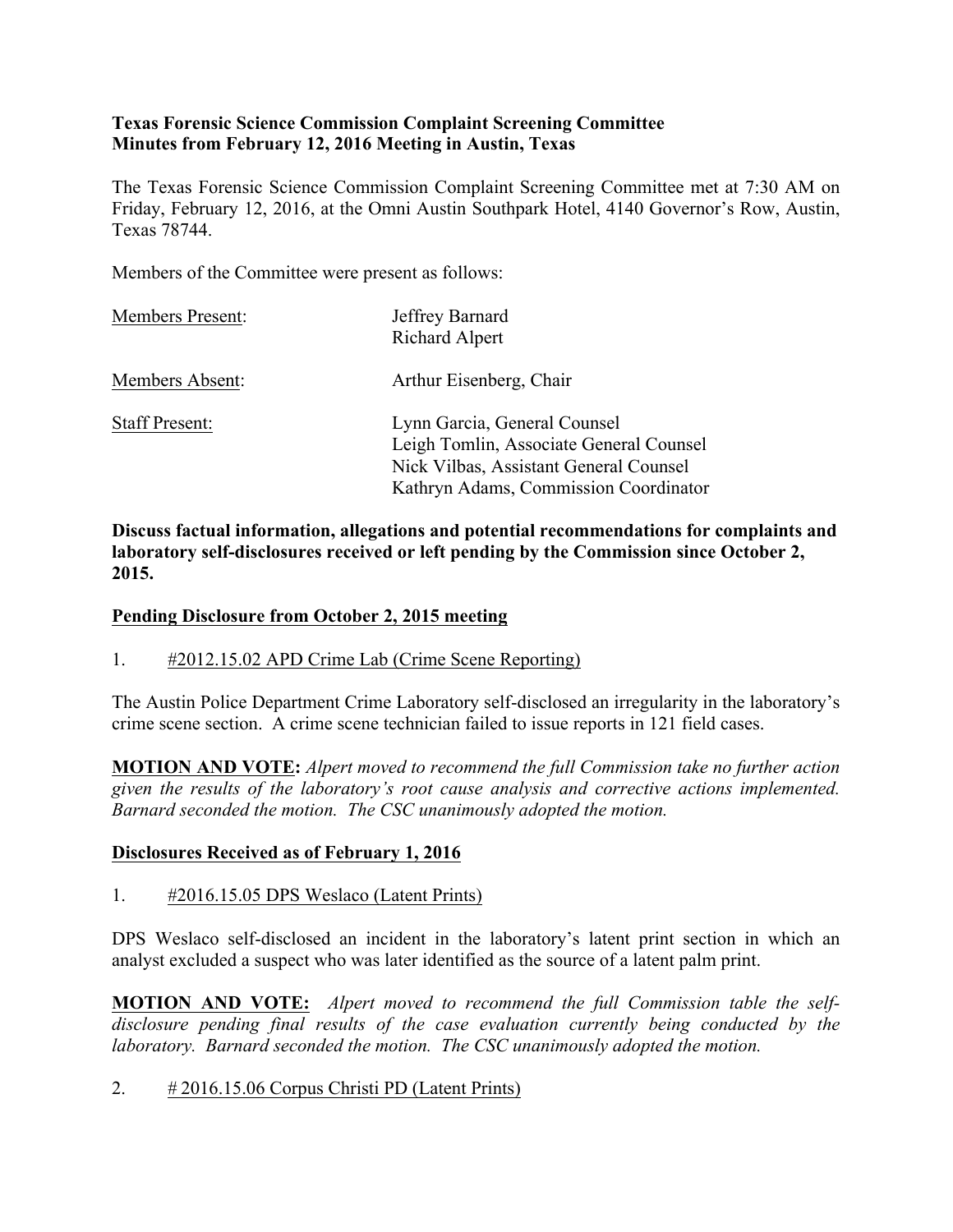**Texas Forensic Science Commission Complaint Screening Committee**
**Minutes from February 12, 2016 Meeting in Austin, Texas**

The Texas Forensic Science Commission Complaint Screening Committee met at 7:30 AM on Friday, February 12, 2016, at the Omni Austin Southpark Hotel, 4140 Governor's Row, Austin, Texas 78744.

Members of the Committee were present as follows:

| | |
|---|---|
| Members Present: | Jeffrey Barnard<br>Richard Alpert |
| Members Absent: | Arthur Eisenberg, Chair |
| Staff Present: | Lynn Garcia, General Counsel<br>Leigh Tomlin, Associate General Counsel<br>Nick Vilbas, Assistant General Counsel<br>Kathryn Adams, Commission Coordinator |

**Discuss factual information, allegations and potential recommendations for complaints and laboratory self-disclosures received or left pending by the Commission since October 2, 2015.**

**Pending Disclosure from October 2, 2015 meeting**

1. #2012.15.02 APD Crime Lab (Crime Scene Reporting)

The Austin Police Department Crime Laboratory self-disclosed an irregularity in the laboratory's crime scene section. A crime scene technician failed to issue reports in 121 field cases.

**MOTION AND VOTE:** *Alpert moved to recommend the full Commission take no further action given the results of the laboratory's root cause analysis and corrective actions implemented. Barnard seconded the motion. The CSC unanimously adopted the motion.*

**Disclosures Received as of February 1, 2016**

1. #2016.15.05 DPS Weslaco (Latent Prints)

DPS Weslaco self-disclosed an incident in the laboratory's latent print section in which an analyst excluded a suspect who was later identified as the source of a latent palm print.

**MOTION AND VOTE:** *Alpert moved to recommend the full Commission table the self-disclosure pending final results of the case evaluation currently being conducted by the laboratory. Barnard seconded the motion. The CSC unanimously adopted the motion.*

2. # 2016.15.06 Corpus Christi PD (Latent Prints)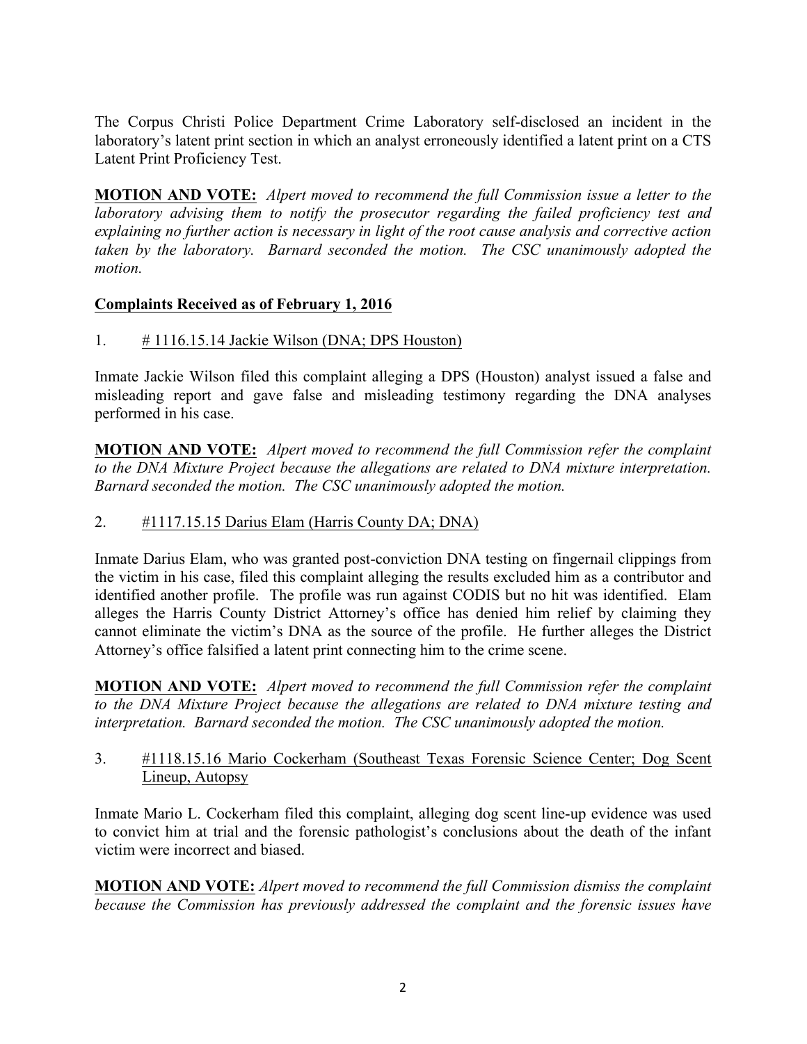The Corpus Christi Police Department Crime Laboratory self-disclosed an incident in the laboratory's latent print section in which an analyst erroneously identified a latent print on a CTS Latent Print Proficiency Test.

**MOTION AND VOTE:** *Alpert moved to recommend the full Commission issue a letter to the laboratory advising them to notify the prosecutor regarding the failed proficiency test and explaining no further action is necessary in light of the root cause analysis and corrective action taken by the laboratory. Barnard seconded the motion. The CSC unanimously adopted the motion.*

**Complaints Received as of February 1, 2016**

1. # 1116.15.14 Jackie Wilson (DNA; DPS Houston)

Inmate Jackie Wilson filed this complaint alleging a DPS (Houston) analyst issued a false and misleading report and gave false and misleading testimony regarding the DNA analyses performed in his case.

**MOTION AND VOTE:** *Alpert moved to recommend the full Commission refer the complaint to the DNA Mixture Project because the allegations are related to DNA mixture interpretation. Barnard seconded the motion. The CSC unanimously adopted the motion.*

2. #1117.15.15 Darius Elam (Harris County DA; DNA)

Inmate Darius Elam, who was granted post-conviction DNA testing on fingernail clippings from the victim in his case, filed this complaint alleging the results excluded him as a contributor and identified another profile. The profile was run against CODIS but no hit was identified. Elam alleges the Harris County District Attorney's office has denied him relief by claiming they cannot eliminate the victim's DNA as the source of the profile. He further alleges the District Attorney's office falsified a latent print connecting him to the crime scene.

**MOTION AND VOTE:** *Alpert moved to recommend the full Commission refer the complaint to the DNA Mixture Project because the allegations are related to DNA mixture testing and interpretation. Barnard seconded the motion. The CSC unanimously adopted the motion.*

3. #1118.15.16 Mario Cockerham (Southeast Texas Forensic Science Center; Dog Scent Lineup, Autopsy

Inmate Mario L. Cockerham filed this complaint, alleging dog scent line-up evidence was used to convict him at trial and the forensic pathologist's conclusions about the death of the infant victim were incorrect and biased.

**MOTION AND VOTE:** *Alpert moved to recommend the full Commission dismiss the complaint because the Commission has previously addressed the complaint and the forensic issues have*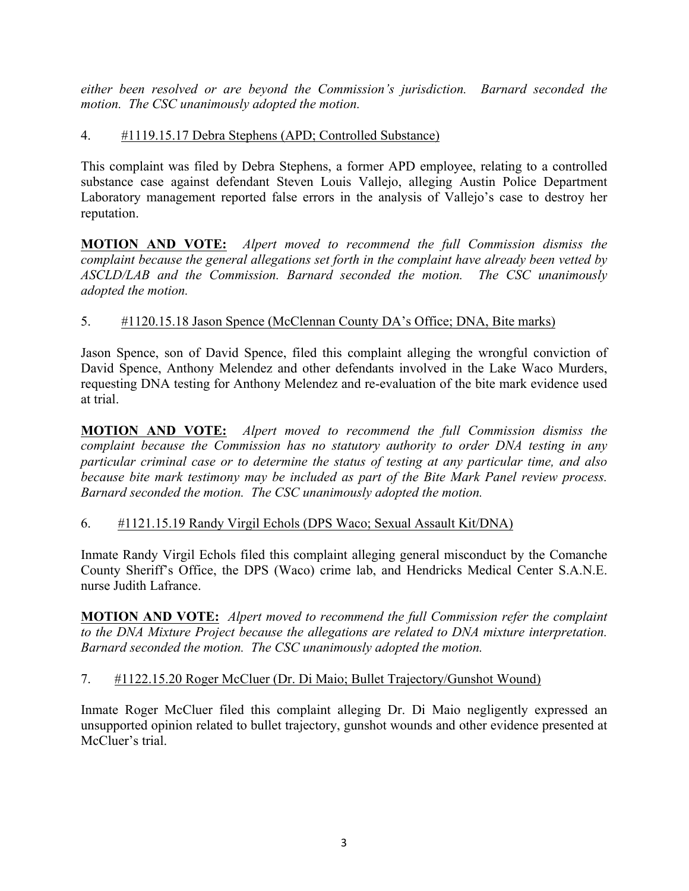*either been resolved or are beyond the Commission's jurisdiction. Barnard seconded the motion. The CSC unanimously adopted the motion.*

4. #1119.15.17 Debra Stephens (APD; Controlled Substance)

This complaint was filed by Debra Stephens, a former APD employee, relating to a controlled substance case against defendant Steven Louis Vallejo, alleging Austin Police Department Laboratory management reported false errors in the analysis of Vallejo's case to destroy her reputation.

**MOTION AND VOTE:** *Alpert moved to recommend the full Commission dismiss the complaint because the general allegations set forth in the complaint have already been vetted by ASCLD/LAB and the Commission. Barnard seconded the motion. The CSC unanimously adopted the motion.*

5. #1120.15.18 Jason Spence (McClennan County DA's Office; DNA, Bite marks)

Jason Spence, son of David Spence, filed this complaint alleging the wrongful conviction of David Spence, Anthony Melendez and other defendants involved in the Lake Waco Murders, requesting DNA testing for Anthony Melendez and re-evaluation of the bite mark evidence used at trial.

**MOTION AND VOTE:** *Alpert moved to recommend the full Commission dismiss the complaint because the Commission has no statutory authority to order DNA testing in any particular criminal case or to determine the status of testing at any particular time, and also because bite mark testimony may be included as part of the Bite Mark Panel review process. Barnard seconded the motion. The CSC unanimously adopted the motion.*

6. #1121.15.19 Randy Virgil Echols (DPS Waco; Sexual Assault Kit/DNA)

Inmate Randy Virgil Echols filed this complaint alleging general misconduct by the Comanche County Sheriff's Office, the DPS (Waco) crime lab, and Hendricks Medical Center S.A.N.E. nurse Judith Lafrance.

**MOTION AND VOTE:** *Alpert moved to recommend the full Commission refer the complaint to the DNA Mixture Project because the allegations are related to DNA mixture interpretation. Barnard seconded the motion. The CSC unanimously adopted the motion.*

7. #1122.15.20 Roger McCluer (Dr. Di Maio; Bullet Trajectory/Gunshot Wound)

Inmate Roger McCluer filed this complaint alleging Dr. Di Maio negligently expressed an unsupported opinion related to bullet trajectory, gunshot wounds and other evidence presented at McCluer's trial.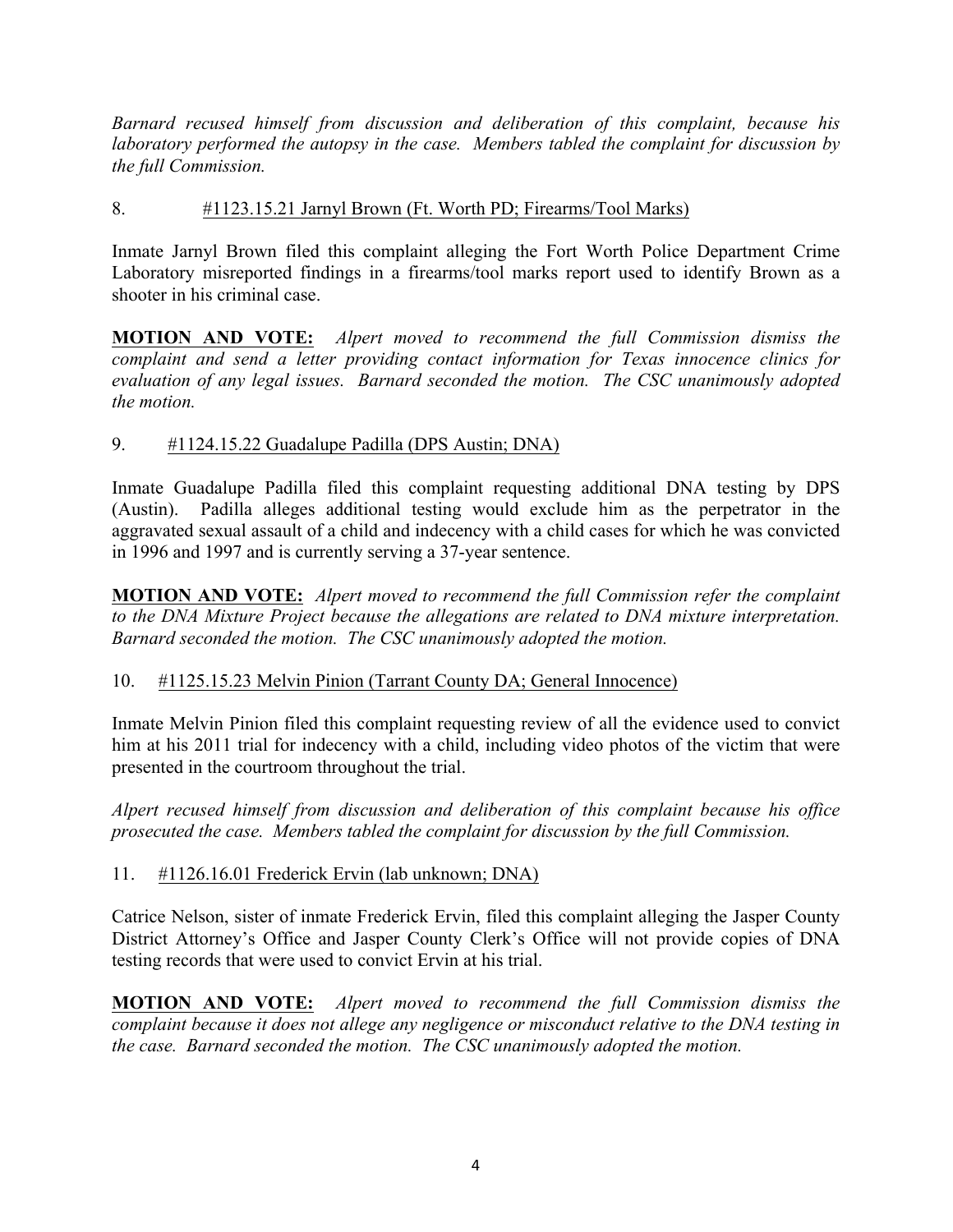*Barnard recused himself from discussion and deliberation of this complaint, because his laboratory performed the autopsy in the case. Members tabled the complaint for discussion by the full Commission.*

8. #1123.15.21 Jarnyl Brown (Ft. Worth PD; Firearms/Tool Marks)

Inmate Jarnyl Brown filed this complaint alleging the Fort Worth Police Department Crime Laboratory misreported findings in a firearms/tool marks report used to identify Brown as a shooter in his criminal case.

**MOTION AND VOTE:** *Alpert moved to recommend the full Commission dismiss the complaint and send a letter providing contact information for Texas innocence clinics for evaluation of any legal issues. Barnard seconded the motion. The CSC unanimously adopted the motion.*

9. #1124.15.22 Guadalupe Padilla (DPS Austin; DNA)

Inmate Guadalupe Padilla filed this complaint requesting additional DNA testing by DPS (Austin). Padilla alleges additional testing would exclude him as the perpetrator in the aggravated sexual assault of a child and indecency with a child cases for which he was convicted in 1996 and 1997 and is currently serving a 37-year sentence.

**MOTION AND VOTE:** *Alpert moved to recommend the full Commission refer the complaint to the DNA Mixture Project because the allegations are related to DNA mixture interpretation. Barnard seconded the motion. The CSC unanimously adopted the motion.*

10. #1125.15.23 Melvin Pinion (Tarrant County DA; General Innocence)

Inmate Melvin Pinion filed this complaint requesting review of all the evidence used to convict him at his 2011 trial for indecency with a child, including video photos of the victim that were presented in the courtroom throughout the trial.

*Alpert recused himself from discussion and deliberation of this complaint because his office prosecuted the case. Members tabled the complaint for discussion by the full Commission.*

11. #1126.16.01 Frederick Ervin (lab unknown; DNA)

Catrice Nelson, sister of inmate Frederick Ervin, filed this complaint alleging the Jasper County District Attorney's Office and Jasper County Clerk's Office will not provide copies of DNA testing records that were used to convict Ervin at his trial.

**MOTION AND VOTE:** *Alpert moved to recommend the full Commission dismiss the complaint because it does not allege any negligence or misconduct relative to the DNA testing in the case. Barnard seconded the motion. The CSC unanimously adopted the motion.*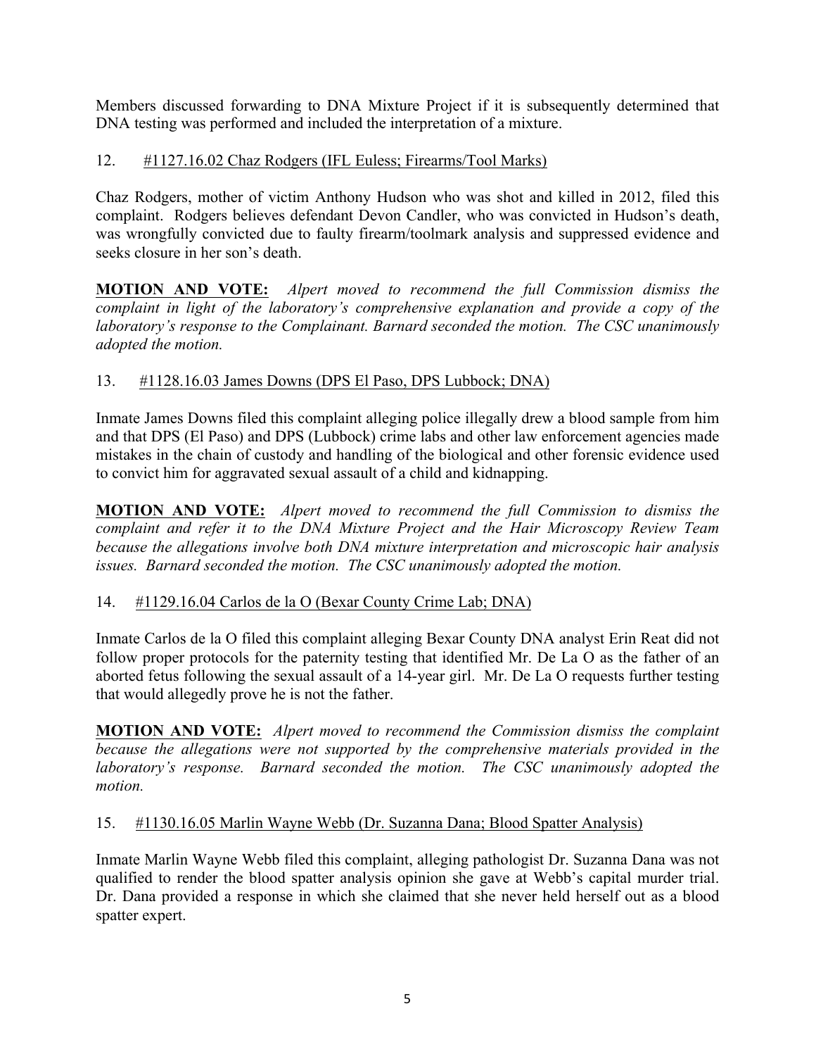Members discussed forwarding to DNA Mixture Project if it is subsequently determined that DNA testing was performed and included the interpretation of a mixture.

12. #1127.16.02 Chaz Rodgers (IFL Euless; Firearms/Tool Marks)

Chaz Rodgers, mother of victim Anthony Hudson who was shot and killed in 2012, filed this complaint. Rodgers believes defendant Devon Candler, who was convicted in Hudson's death, was wrongfully convicted due to faulty firearm/toolmark analysis and suppressed evidence and seeks closure in her son's death.

**MOTION AND VOTE:** *Alpert moved to recommend the full Commission dismiss the complaint in light of the laboratory's comprehensive explanation and provide a copy of the laboratory's response to the Complainant. Barnard seconded the motion. The CSC unanimously adopted the motion.*

13. #1128.16.03 James Downs (DPS El Paso, DPS Lubbock; DNA)

Inmate James Downs filed this complaint alleging police illegally drew a blood sample from him and that DPS (El Paso) and DPS (Lubbock) crime labs and other law enforcement agencies made mistakes in the chain of custody and handling of the biological and other forensic evidence used to convict him for aggravated sexual assault of a child and kidnapping.

**MOTION AND VOTE:** *Alpert moved to recommend the full Commission to dismiss the complaint and refer it to the DNA Mixture Project and the Hair Microscopy Review Team because the allegations involve both DNA mixture interpretation and microscopic hair analysis issues. Barnard seconded the motion. The CSC unanimously adopted the motion.*

14. #1129.16.04 Carlos de la O (Bexar County Crime Lab; DNA)

Inmate Carlos de la O filed this complaint alleging Bexar County DNA analyst Erin Reat did not follow proper protocols for the paternity testing that identified Mr. De La O as the father of an aborted fetus following the sexual assault of a 14-year girl. Mr. De La O requests further testing that would allegedly prove he is not the father.

**MOTION AND VOTE:** *Alpert moved to recommend the Commission dismiss the complaint because the allegations were not supported by the comprehensive materials provided in the laboratory's response. Barnard seconded the motion. The CSC unanimously adopted the motion.*

15. #1130.16.05 Marlin Wayne Webb (Dr. Suzanna Dana; Blood Spatter Analysis)

Inmate Marlin Wayne Webb filed this complaint, alleging pathologist Dr. Suzanna Dana was not qualified to render the blood spatter analysis opinion she gave at Webb's capital murder trial. Dr. Dana provided a response in which she claimed that she never held herself out as a blood spatter expert.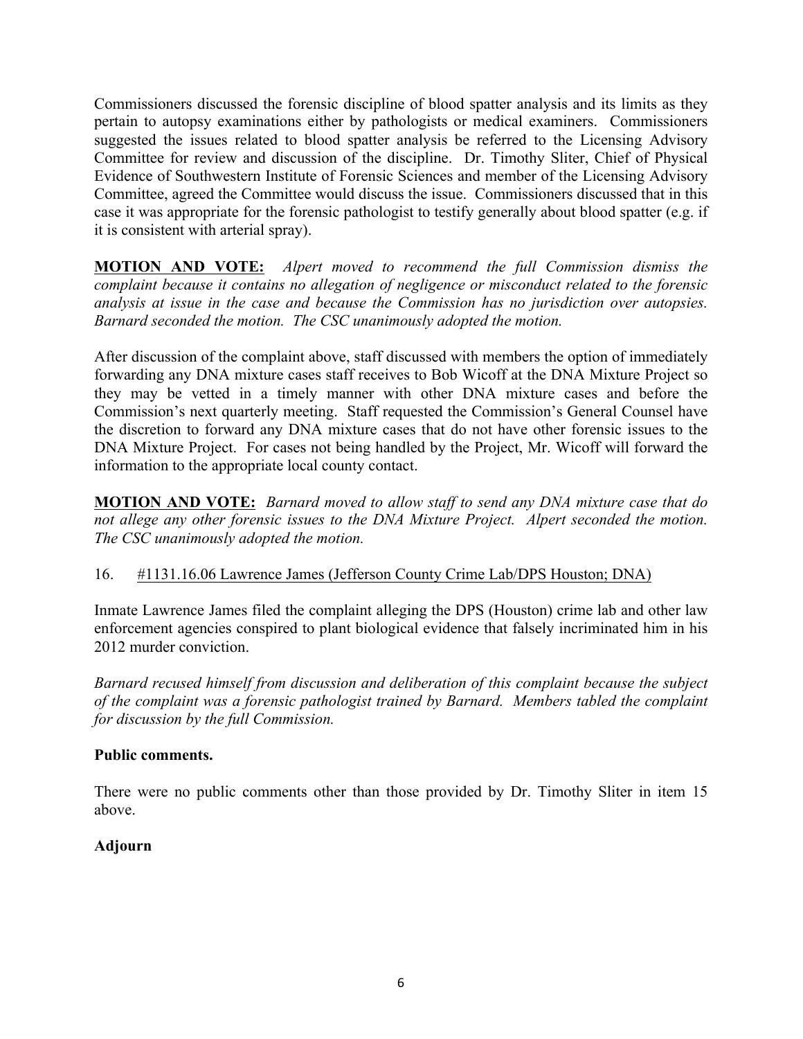Commissioners discussed the forensic discipline of blood spatter analysis and its limits as they pertain to autopsy examinations either by pathologists or medical examiners. Commissioners suggested the issues related to blood spatter analysis be referred to the Licensing Advisory Committee for review and discussion of the discipline. Dr. Timothy Sliter, Chief of Physical Evidence of Southwestern Institute of Forensic Sciences and member of the Licensing Advisory Committee, agreed the Committee would discuss the issue. Commissioners discussed that in this case it was appropriate for the forensic pathologist to testify generally about blood spatter (e.g. if it is consistent with arterial spray).

**MOTION AND VOTE:** *Alpert moved to recommend the full Commission dismiss the complaint because it contains no allegation of negligence or misconduct related to the forensic analysis at issue in the case and because the Commission has no jurisdiction over autopsies. Barnard seconded the motion. The CSC unanimously adopted the motion.*

After discussion of the complaint above, staff discussed with members the option of immediately forwarding any DNA mixture cases staff receives to Bob Wicoff at the DNA Mixture Project so they may be vetted in a timely manner with other DNA mixture cases and before the Commission's next quarterly meeting. Staff requested the Commission's General Counsel have the discretion to forward any DNA mixture cases that do not have other forensic issues to the DNA Mixture Project. For cases not being handled by the Project, Mr. Wicoff will forward the information to the appropriate local county contact.

**MOTION AND VOTE:** *Barnard moved to allow staff to send any DNA mixture case that do not allege any other forensic issues to the DNA Mixture Project. Alpert seconded the motion. The CSC unanimously adopted the motion.*

16. #1131.16.06 Lawrence James (Jefferson County Crime Lab/DPS Houston; DNA)

Inmate Lawrence James filed the complaint alleging the DPS (Houston) crime lab and other law enforcement agencies conspired to plant biological evidence that falsely incriminated him in his 2012 murder conviction.

*Barnard recused himself from discussion and deliberation of this complaint because the subject of the complaint was a forensic pathologist trained by Barnard. Members tabled the complaint for discussion by the full Commission.*

**Public comments.**

There were no public comments other than those provided by Dr. Timothy Sliter in item 15 above.

**Adjourn**